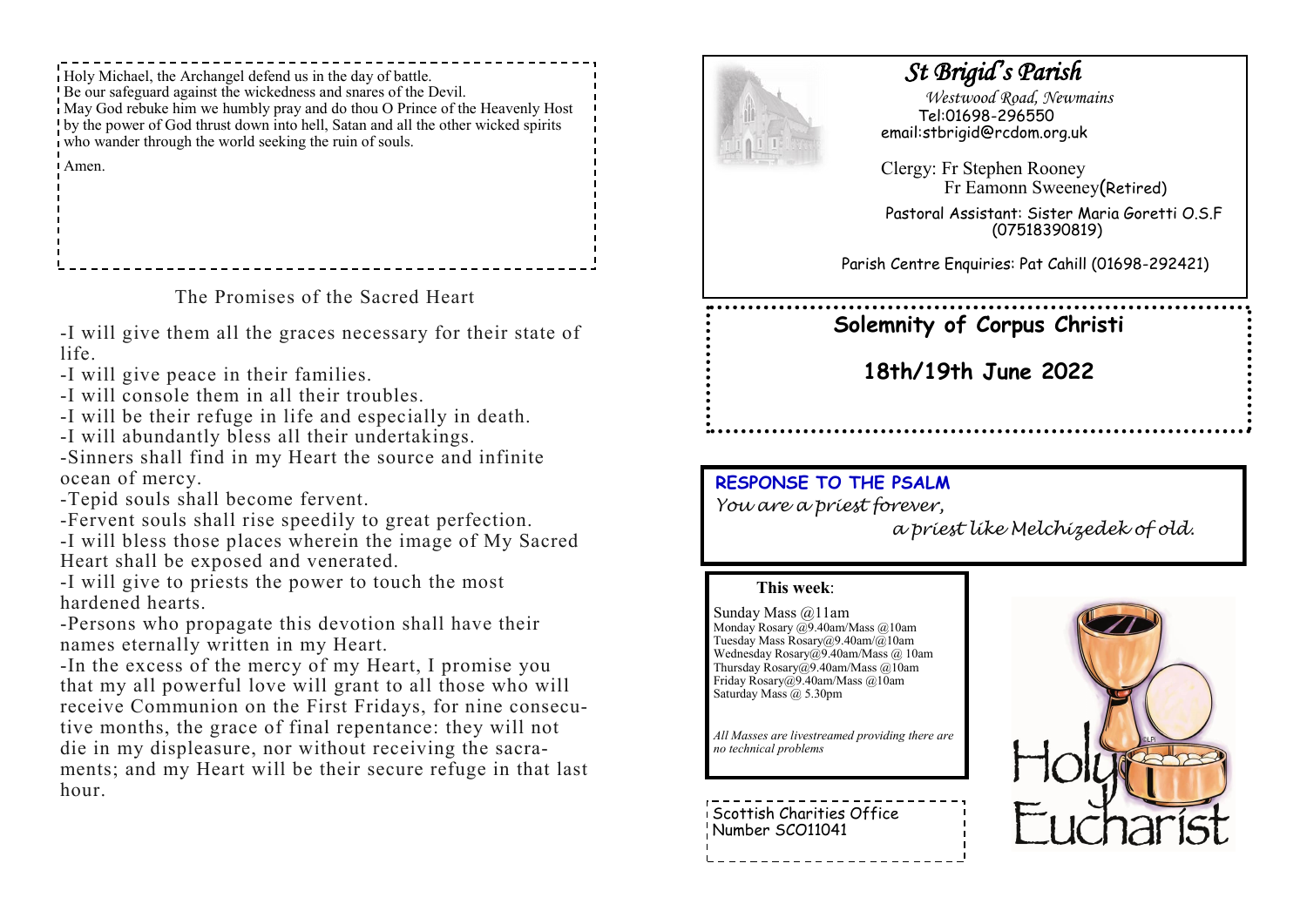Holy Michael, the Archangel defend us in the day of battle.
Be our safeguard against the wickedness and snares of the Devil.
May God rebuke him we humbly pray and do thou O Prince of the Heavenly Host by the power of God thrust down into hell, Satan and all the other wicked spirits who wander through the world seeking the ruin of souls.

Amen.

## The Promises of the Sacred Heart

- I will give them all the graces necessary for their state of life.
- I will give peace in their families.
- I will console them in all their troubles.
- I will be their refuge in life and especially in death.
- I will abundantly bless all their undertakings.
- Sinners shall find in my Heart the source and infinite ocean of mercy.
- Tepid souls shall become fervent.
- Fervent souls shall rise speedily to great perfection.
- I will bless those places wherein the image of My Sacred Heart shall be exposed and venerated.
- I will give to priests the power to touch the most hardened hearts.
- Persons who propagate this devotion shall have their names eternally written in my Heart.
- In the excess of the mercy of my Heart, I promise you that my all powerful love will grant to all those who will receive Communion on the First Fridays, for nine consecutive months, the grace of final repentance: they will not die in my displeasure, nor without receiving the sacraments; and my Heart will be their secure refuge in that last hour.

# *St Brigid's Parish*

*Westwood Road, Newmains*
Tel:01698-296550
email:stbrigid@rcdom.org.uk

Clergy: Fr Stephen Rooney
Fr Eamonn Sweeney(Retired)

Pastoral Assistant: Sister Maria Goretti O.S.F (07518390819)

Parish Centre Enquiries: Pat Cahill (01698-292421)

## Solemnity of Corpus Christi

## 18th/19th June 2022

**RESPONSE TO THE PSALM**

*You are a priest forever,*
*a priest like Melchizedek of old.*

**This week**:

Sunday Mass @11am
Monday Rosary @9.40am/Mass @10am
Tuesday Mass Rosary@9.40am/@10am
Wednesday Rosary@9.40am/Mass @ 10am
Thursday Rosary@9.40am/Mass @10am
Friday Rosary@9.40am/Mass @10am
Saturday Mass @ 5.30pm

*All Masses are livestreamed providing there are no technical problems*

Scottish Charities Office Number SCO11041

Holy Eucharist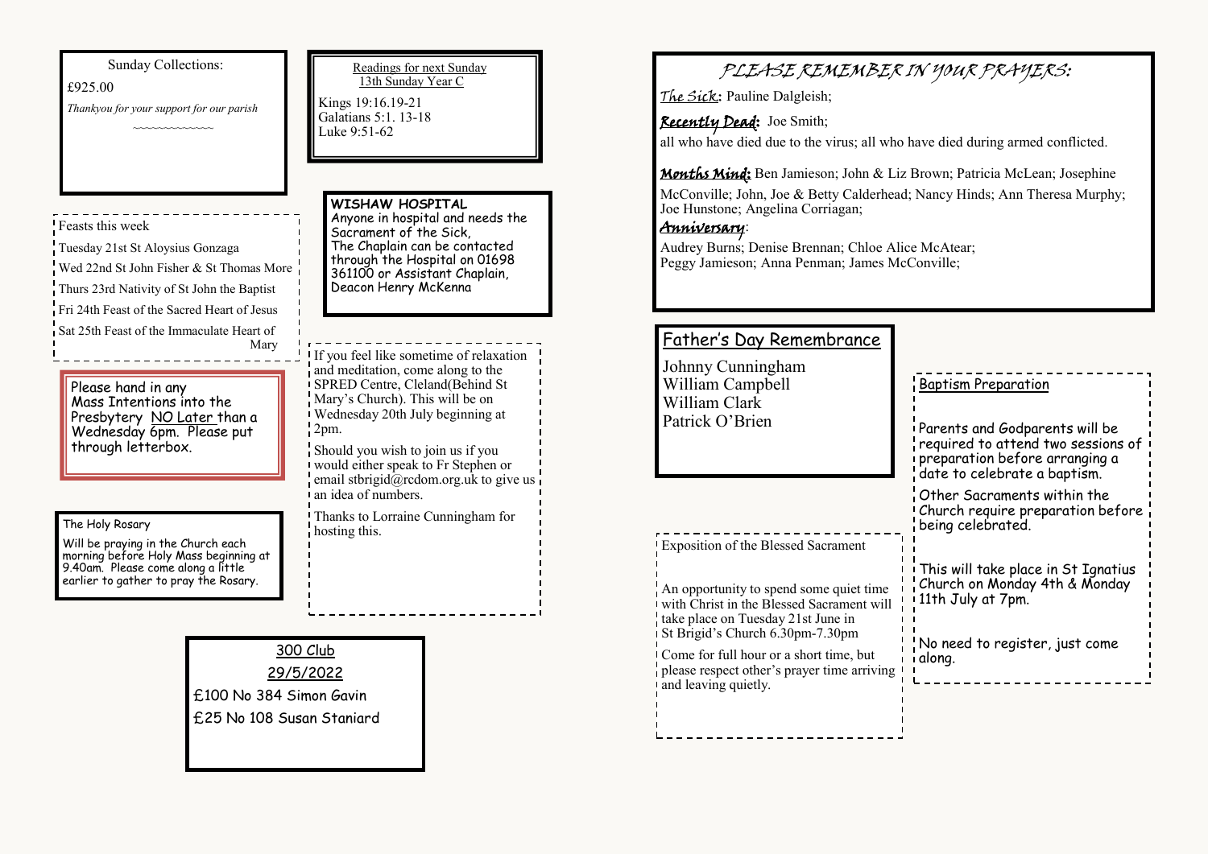Sunday Collections:

£925.00

*Thankyou for your support for our parish*

~~~~~~~~~~~~~~

Readings for next Sunday
13th Sunday Year C

Kings 19:16.19-21
Galatians 5:1. 13-18
Luke 9:51-62

Feasts this week

Tuesday 21st St Aloysius Gonzaga
Wed 22nd St John Fisher & St Thomas More
Thurs 23rd Nativity of St John the Baptist
Fri 24th Feast of the Sacred Heart of Jesus
Sat 25th Feast of the Immaculate Heart of Mary

**WISHAW HOSPITAL**
Anyone in hospital and needs the Sacrament of the Sick,
The Chaplain can be contacted through the Hospital on 01698 361100 or Assistant Chaplain, Deacon Henry McKenna

Please hand in any Mass Intentions into the Presbytery NO Later than a Wednesday 6pm. Please put through letterbox.

If you feel like sometime of relaxation and meditation, come along to the SPRED Centre, Cleland(Behind St Mary's Church). This will be on Wednesday 20th July beginning at 2pm.

Should you wish to join us if you would either speak to Fr Stephen or email stbrigid@rcdom.org.uk to give us an idea of numbers.

Thanks to Lorraine Cunningham for hosting this.

The Holy Rosary

Will be praying in the Church each morning before Holy Mass beginning at 9.40am. Please come along a little earlier to gather to pray the Rosary.

300 Club
29/5/2022

£100 No 384 Simon Gavin
£25 No 108 Susan Staniard

## *PLEASE REMEMBER IN YOUR PRAYERS:*

*The Sick***:** Pauline Dalgleish;

***Recently Dead:*** Joe Smith;
all who have died due to the virus; all who have died during armed conflicted.

***Months Mind:*** Ben Jamieson; John & Liz Brown; Patricia McLean; Josephine McConville; John, Joe & Betty Calderhead; Nancy Hinds; Ann Theresa Murphy; Joe Hunstone; Angelina Corriagan;

***Anniversary***:
Audrey Burns; Denise Brennan; Chloe Alice McAtear;
Peggy Jamieson; Anna Penman; James McConville;

## Father's Day Remembrance

Johnny Cunningham
William Campbell
William Clark
Patrick O'Brien

Exposition of the Blessed Sacrament

An opportunity to spend some quiet time with Christ in the Blessed Sacrament will take place on Tuesday 21st June in St Brigid's Church 6.30pm-7.30pm

Come for full hour or a short time, but please respect other's prayer time arriving and leaving quietly.

Baptism Preparation

Parents and Godparents will be required to attend two sessions of preparation before arranging a date to celebrate a baptism.

Other Sacraments within the Church require preparation before being celebrated.

This will take place in St Ignatius Church on Monday 4th & Monday 11th July at 7pm.

No need to register, just come along.